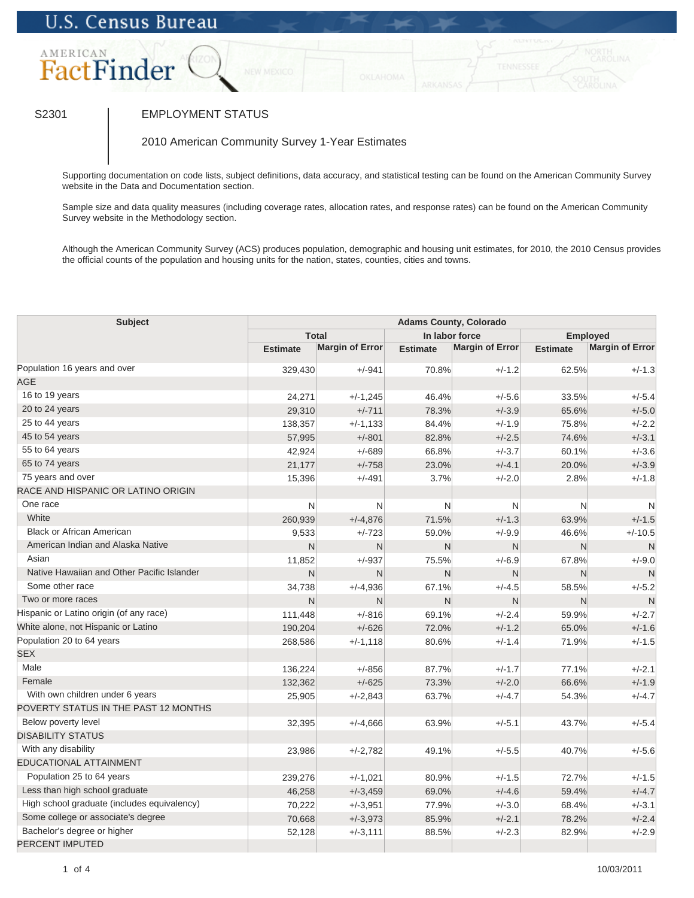U.S. Census Bureau

AMERICAN FactFinder

S2301

# EMPLOYMENT STATUS

2010 American Community Survey 1-Year Estimates

Supporting documentation on code lists, subject definitions, data accuracy, and statistical testing can be found on the American Community Survey website in the Data and Documentation section.

Sample size and data quality measures (including coverage rates, allocation rates, and response rates) can be found on the American Community Survey website in the Methodology section.

Although the American Community Survey (ACS) produces population, demographic and housing unit estimates, for 2010, the 2010 Census provides the official counts of the population and housing units for the nation, states, counties, cities and towns.

| Subject | Adams County, Colorado | | | | | |
|---|---|---|---|---|---|---|
| | Total | | In labor force | | Employed | |
| | Estimate | Margin of Error | Estimate | Margin of Error | Estimate | Margin of Error |
| Population 16 years and over | 329,430 | +/-941 | 70.8% | +/-1.2 | 62.5% | +/-1.3 |
| AGE | | | | | | |
| 16 to 19 years | 24,271 | +/-1,245 | 46.4% | +/-5.6 | 33.5% | +/-5.4 |
| 20 to 24 years | 29,310 | +/-711 | 78.3% | +/-3.9 | 65.6% | +/-5.0 |
| 25 to 44 years | 138,357 | +/-1,133 | 84.4% | +/-1.9 | 75.8% | +/-2.2 |
| 45 to 54 years | 57,995 | +/-801 | 82.8% | +/-2.5 | 74.6% | +/-3.1 |
| 55 to 64 years | 42,924 | +/-689 | 66.8% | +/-3.7 | 60.1% | +/-3.6 |
| 65 to 74 years | 21,177 | +/-758 | 23.0% | +/-4.1 | 20.0% | +/-3.9 |
| 75 years and over | 15,396 | +/-491 | 3.7% | +/-2.0 | 2.8% | +/-1.8 |
| RACE AND HISPANIC OR LATINO ORIGIN | | | | | | |
| One race | N | N | N | N | N | N |
| White | 260,939 | +/-4,876 | 71.5% | +/-1.3 | 63.9% | +/-1.5 |
| Black or African American | 9,533 | +/-723 | 59.0% | +/-9.9 | 46.6% | +/-10.5 |
| American Indian and Alaska Native | N | N | N | N | N | N |
| Asian | 11,852 | +/-937 | 75.5% | +/-6.9 | 67.8% | +/-9.0 |
| Native Hawaiian and Other Pacific Islander | N | N | N | N | N | N |
| Some other race | 34,738 | +/-4,936 | 67.1% | +/-4.5 | 58.5% | +/-5.2 |
| Two or more races | N | N | N | N | N | N |
| Hispanic or Latino origin (of any race) | 111,448 | +/-816 | 69.1% | +/-2.4 | 59.9% | +/-2.7 |
| White alone, not Hispanic or Latino | 190,204 | +/-626 | 72.0% | +/-1.2 | 65.0% | +/-1.6 |
| Population 20 to 64 years | 268,586 | +/-1,118 | 80.6% | +/-1.4 | 71.9% | +/-1.5 |
| SEX | | | | | | |
| Male | 136,224 | +/-856 | 87.7% | +/-1.7 | 77.1% | +/-2.1 |
| Female | 132,362 | +/-625 | 73.3% | +/-2.0 | 66.6% | +/-1.9 |
| With own children under 6 years | 25,905 | +/-2,843 | 63.7% | +/-4.7 | 54.3% | +/-4.7 |
| POVERTY STATUS IN THE PAST 12 MONTHS | | | | | | |
| Below poverty level | 32,395 | +/-4,666 | 63.9% | +/-5.1 | 43.7% | +/-5.4 |
| DISABILITY STATUS | | | | | | |
| With any disability | 23,986 | +/-2,782 | 49.1% | +/-5.5 | 40.7% | +/-5.6 |
| EDUCATIONAL ATTAINMENT | | | | | | |
| Population 25 to 64 years | 239,276 | +/-1,021 | 80.9% | +/-1.5 | 72.7% | +/-1.5 |
| Less than high school graduate | 46,258 | +/-3,459 | 69.0% | +/-4.6 | 59.4% | +/-4.7 |
| High school graduate (includes equivalency) | 70,222 | +/-3,951 | 77.9% | +/-3.0 | 68.4% | +/-3.1 |
| Some college or associate's degree | 70,668 | +/-3,973 | 85.9% | +/-2.1 | 78.2% | +/-2.4 |
| Bachelor's degree or higher | 52,128 | +/-3,111 | 88.5% | +/-2.3 | 82.9% | +/-2.9 |
| PERCENT IMPUTED | | | | | | |

10/03/2011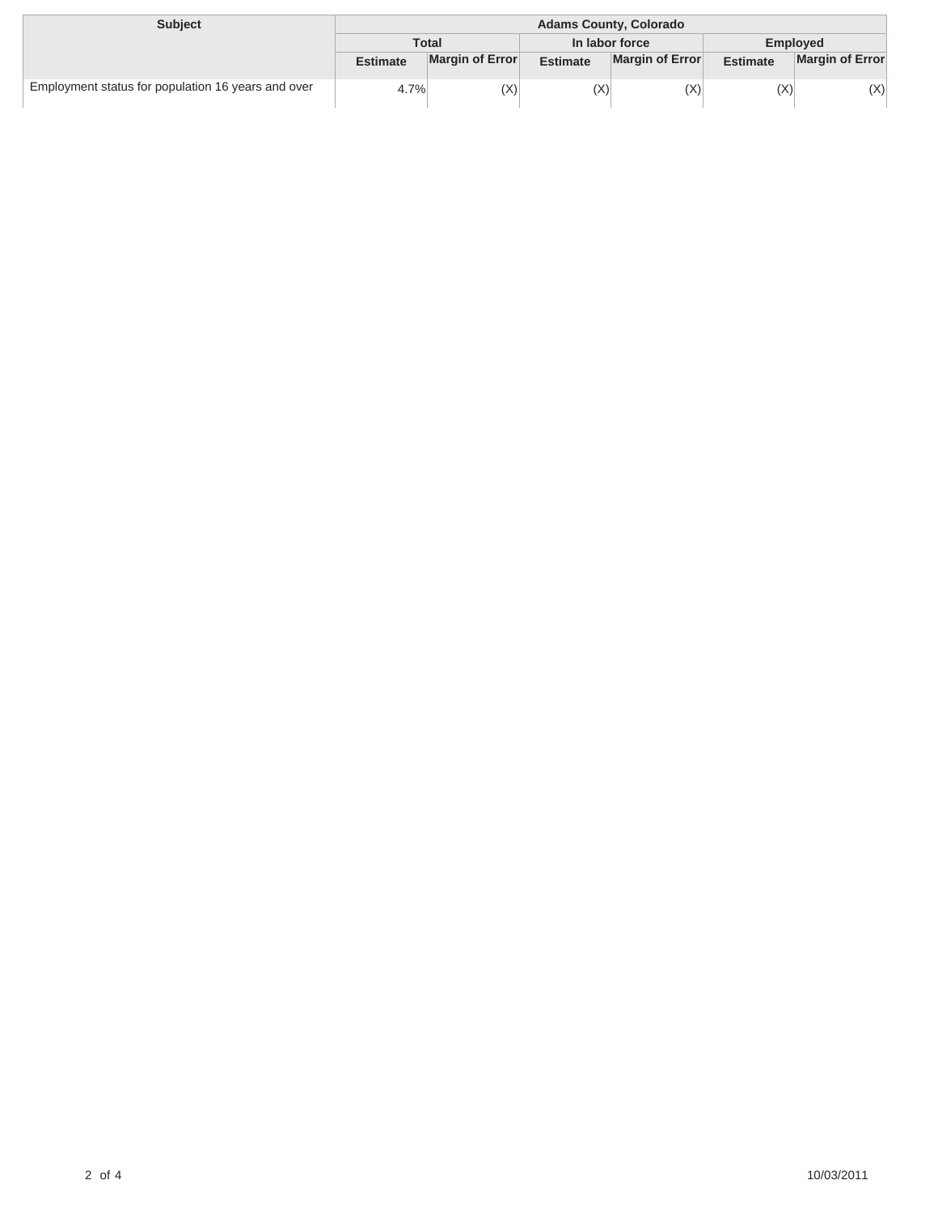| Subject | Adams County, Colorado | | | | | |
|---|---|---|---|---|---|---|
| | Total | | In labor force | | Employed | |
| | Estimate | Margin of Error | Estimate | Margin of Error | Estimate | Margin of Error |
| Employment status for population 16 years and over | 4.7% | (X) | (X) | (X) | (X) | (X) |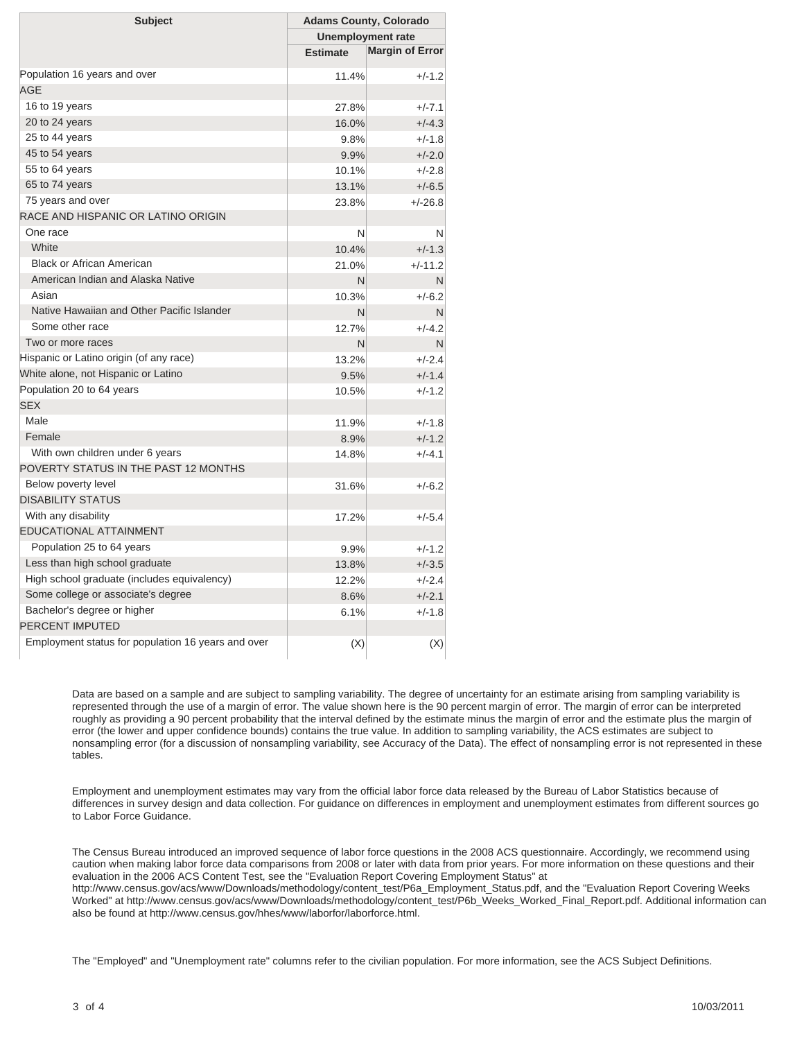| Subject | Adams County, Colorado | |
|---|---|---|
| | Unemployment rate | |
| | Estimate | Margin of Error |
| Population 16 years and over | 11.4% | +/-1.2 |
| AGE | | |
| 16 to 19 years | 27.8% | +/-7.1 |
| 20 to 24 years | 16.0% | +/-4.3 |
| 25 to 44 years | 9.8% | +/-1.8 |
| 45 to 54 years | 9.9% | +/-2.0 |
| 55 to 64 years | 10.1% | +/-2.8 |
| 65 to 74 years | 13.1% | +/-6.5 |
| 75 years and over | 23.8% | +/-26.8 |
| RACE AND HISPANIC OR LATINO ORIGIN | | |
| One race | N | N |
| White | 10.4% | +/-1.3 |
| Black or African American | 21.0% | +/-11.2 |
| American Indian and Alaska Native | N | N |
| Asian | 10.3% | +/-6.2 |
| Native Hawaiian and Other Pacific Islander | N | N |
| Some other race | 12.7% | +/-4.2 |
| Two or more races | N | N |
| Hispanic or Latino origin (of any race) | 13.2% | +/-2.4 |
| White alone, not Hispanic or Latino | 9.5% | +/-1.4 |
| Population 20 to 64 years | 10.5% | +/-1.2 |
| SEX | | |
| Male | 11.9% | +/-1.8 |
| Female | 8.9% | +/-1.2 |
| With own children under 6 years | 14.8% | +/-4.1 |
| POVERTY STATUS IN THE PAST 12 MONTHS | | |
| Below poverty level | 31.6% | +/-6.2 |
| DISABILITY STATUS | | |
| With any disability | 17.2% | +/-5.4 |
| EDUCATIONAL ATTAINMENT | | |
| Population 25 to 64 years | 9.9% | +/-1.2 |
| Less than high school graduate | 13.8% | +/-3.5 |
| High school graduate (includes equivalency) | 12.2% | +/-2.4 |
| Some college or associate's degree | 8.6% | +/-2.1 |
| Bachelor's degree or higher | 6.1% | +/-1.8 |
| PERCENT IMPUTED | | |
| Employment status for population 16 years and over | (X) | (X) |

Data are based on a sample and are subject to sampling variability. The degree of uncertainty for an estimate arising from sampling variability is represented through the use of a margin of error. The value shown here is the 90 percent margin of error. The margin of error can be interpreted roughly as providing a 90 percent probability that the interval defined by the estimate minus the margin of error and the estimate plus the margin of error (the lower and upper confidence bounds) contains the true value. In addition to sampling variability, the ACS estimates are subject to nonsampling error (for a discussion of nonsampling variability, see Accuracy of the Data). The effect of nonsampling error is not represented in these tables.

Employment and unemployment estimates may vary from the official labor force data released by the Bureau of Labor Statistics because of differences in survey design and data collection. For guidance on differences in employment and unemployment estimates from different sources go to Labor Force Guidance.

The Census Bureau introduced an improved sequence of labor force questions in the 2008 ACS questionnaire. Accordingly, we recommend using caution when making labor force data comparisons from 2008 or later with data from prior years. For more information on these questions and their evaluation in the 2006 ACS Content Test, see the "Evaluation Report Covering Employment Status" at http://www.census.gov/acs/www/Downloads/methodology/content_test/P6a_Employment_Status.pdf, and the "Evaluation Report Covering Weeks Worked" at http://www.census.gov/acs/www/Downloads/methodology/content_test/P6b_Weeks_Worked_Final_Report.pdf. Additional information can also be found at http://www.census.gov/hhes/www/laborfor/laborforce.html.

The "Employed" and "Unemployment rate" columns refer to the civilian population. For more information, see the ACS Subject Definitions.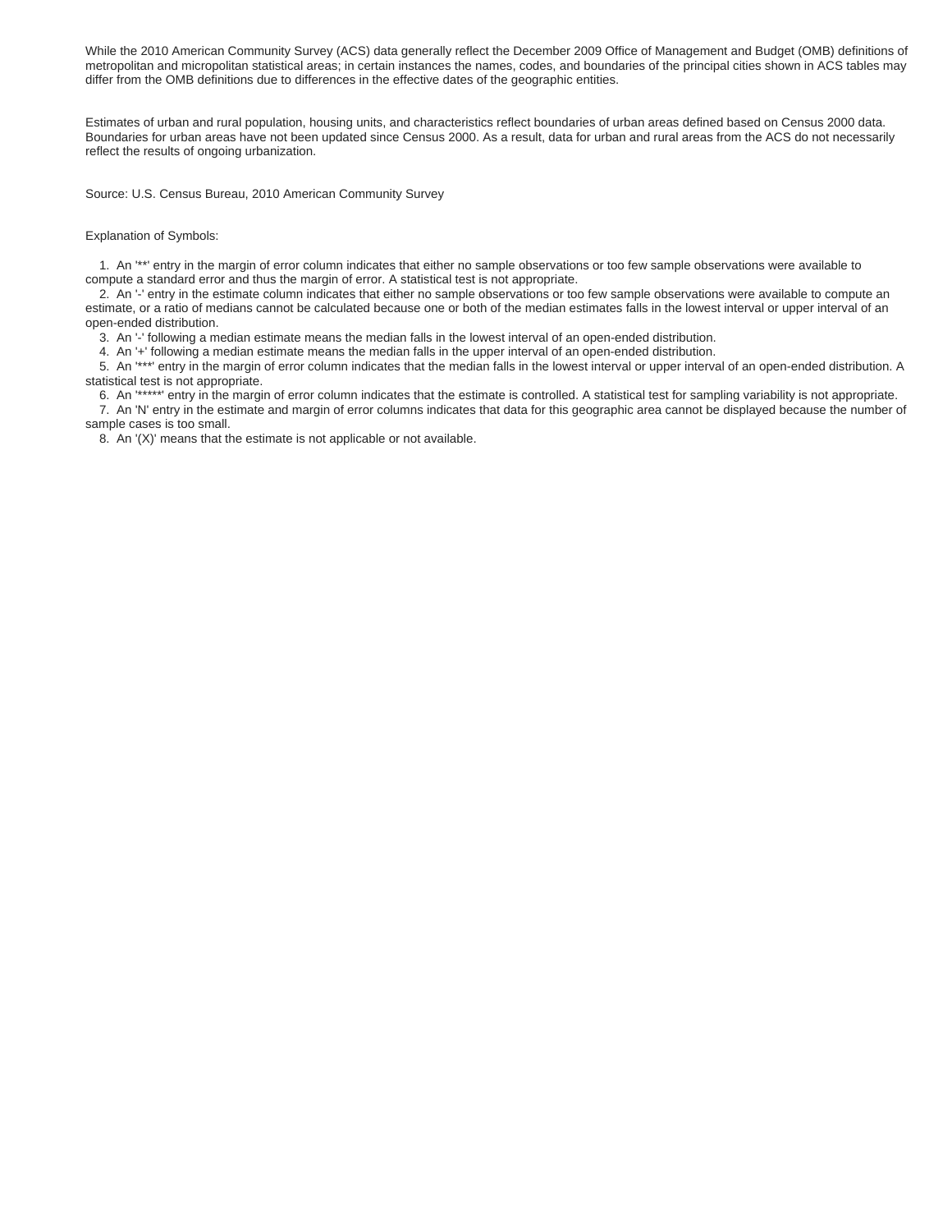While the 2010 American Community Survey (ACS) data generally reflect the December 2009 Office of Management and Budget (OMB) definitions of metropolitan and micropolitan statistical areas; in certain instances the names, codes, and boundaries of the principal cities shown in ACS tables may differ from the OMB definitions due to differences in the effective dates of the geographic entities.

Estimates of urban and rural population, housing units, and characteristics reflect boundaries of urban areas defined based on Census 2000 data. Boundaries for urban areas have not been updated since Census 2000. As a result, data for urban and rural areas from the ACS do not necessarily reflect the results of ongoing urbanization.

Source: U.S. Census Bureau, 2010 American Community Survey

Explanation of Symbols:

1. An '**' entry in the margin of error column indicates that either no sample observations or too few sample observations were available to compute a standard error and thus the margin of error. A statistical test is not appropriate.
2. An '-' entry in the estimate column indicates that either no sample observations or too few sample observations were available to compute an estimate, or a ratio of medians cannot be calculated because one or both of the median estimates falls in the lowest interval or upper interval of an open-ended distribution.
3. An '-' following a median estimate means the median falls in the lowest interval of an open-ended distribution.
4. An '+' following a median estimate means the median falls in the upper interval of an open-ended distribution.
5. An '***' entry in the margin of error column indicates that the median falls in the lowest interval or upper interval of an open-ended distribution. A statistical test is not appropriate.
6. An '*****' entry in the margin of error column indicates that the estimate is controlled. A statistical test for sampling variability is not appropriate.
7. An 'N' entry in the estimate and margin of error columns indicates that data for this geographic area cannot be displayed because the number of sample cases is too small.
8. An '(X)' means that the estimate is not applicable or not available.